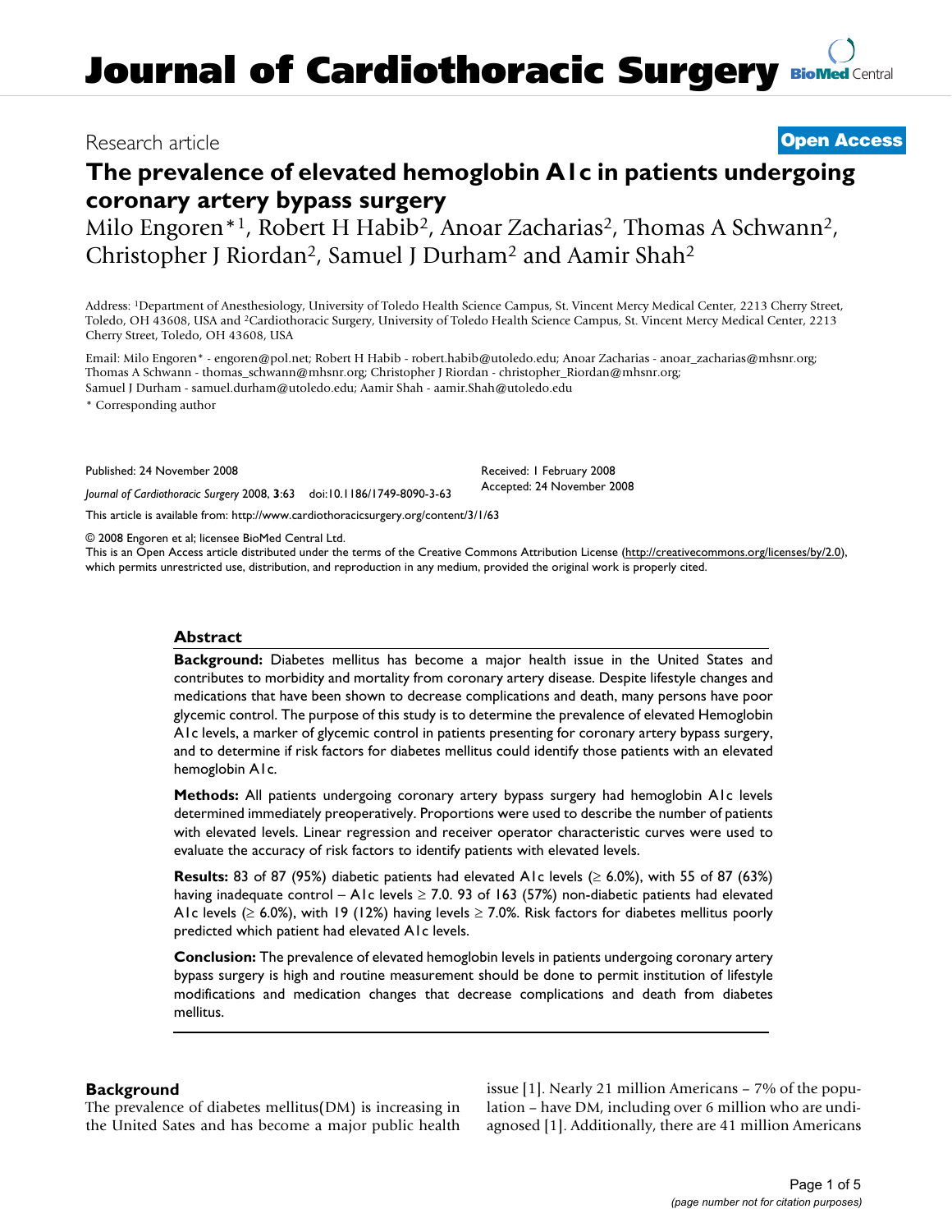# Journal of Cardiothoracic Surgery

Research article

**Open Access**

# The prevalence of elevated hemoglobin A1c in patients undergoing coronary artery bypass surgery

Milo Engoren*[1], Robert H Habib[2], Anoar Zacharias[2], Thomas A Schwann[2], Christopher J Riordan[2], Samuel J Durham[2] and Aamir Shah[2]

Address: [1]Department of Anesthesiology, University of Toledo Health Science Campus, St. Vincent Mercy Medical Center, 2213 Cherry Street, Toledo, OH 43608, USA and [2]Cardiothoracic Surgery, University of Toledo Health Science Campus, St. Vincent Mercy Medical Center, 2213 Cherry Street, Toledo, OH 43608, USA

Email: Milo Engoren* - engoren@pol.net; Robert H Habib - robert.habib@utoledo.edu; Anoar Zacharias - anoar_zacharias@mhsnr.org; Thomas A Schwann - thomas_schwann@mhsnr.org; Christopher J Riordan - christopher_Riordan@mhsnr.org; Samuel J Durham - samuel.durham@utoledo.edu; Aamir Shah - aamir.Shah@utoledo.edu

\* Corresponding author

Published: 24 November 2008

*Journal of Cardiothoracic Surgery* 2008, **3**:63 doi:10.1186/1749-8090-3-63

Received: 1 February 2008
Accepted: 24 November 2008

This article is available from: http://www.cardiothoracicsurgery.org/content/3/1/63

© 2008 Engoren et al; licensee BioMed Central Ltd.
This is an Open Access article distributed under the terms of the Creative Commons Attribution License (http://creativecommons.org/licenses/by/2.0), which permits unrestricted use, distribution, and reproduction in any medium, provided the original work is properly cited.

## Abstract

**Background:** Diabetes mellitus has become a major health issue in the United States and contributes to morbidity and mortality from coronary artery disease. Despite lifestyle changes and medications that have been shown to decrease complications and death, many persons have poor glycemic control. The purpose of this study is to determine the prevalence of elevated Hemoglobin A1c levels, a marker of glycemic control in patients presenting for coronary artery bypass surgery, and to determine if risk factors for diabetes mellitus could identify those patients with an elevated hemoglobin A1c.

**Methods:** All patients undergoing coronary artery bypass surgery had hemoglobin A1c levels determined immediately preoperatively. Proportions were used to describe the number of patients with elevated levels. Linear regression and receiver operator characteristic curves were used to evaluate the accuracy of risk factors to identify patients with elevated levels.

**Results:** 83 of 87 (95%) diabetic patients had elevated A1c levels (≥ 6.0%), with 55 of 87 (63%) having inadequate control – A1c levels ≥ 7.0. 93 of 163 (57%) non-diabetic patients had elevated A1c levels (≥ 6.0%), with 19 (12%) having levels ≥ 7.0%. Risk factors for diabetes mellitus poorly predicted which patient had elevated A1c levels.

**Conclusion:** The prevalence of elevated hemoglobin levels in patients undergoing coronary artery bypass surgery is high and routine measurement should be done to permit institution of lifestyle modifications and medication changes that decrease complications and death from diabetes mellitus.

## Background

The prevalence of diabetes mellitus(DM) is increasing in the United Sates and has become a major public health issue [1]. Nearly 21 million Americans – 7% of the population – have DM, including over 6 million who are undiagnosed [1]. Additionally, there are 41 million Americans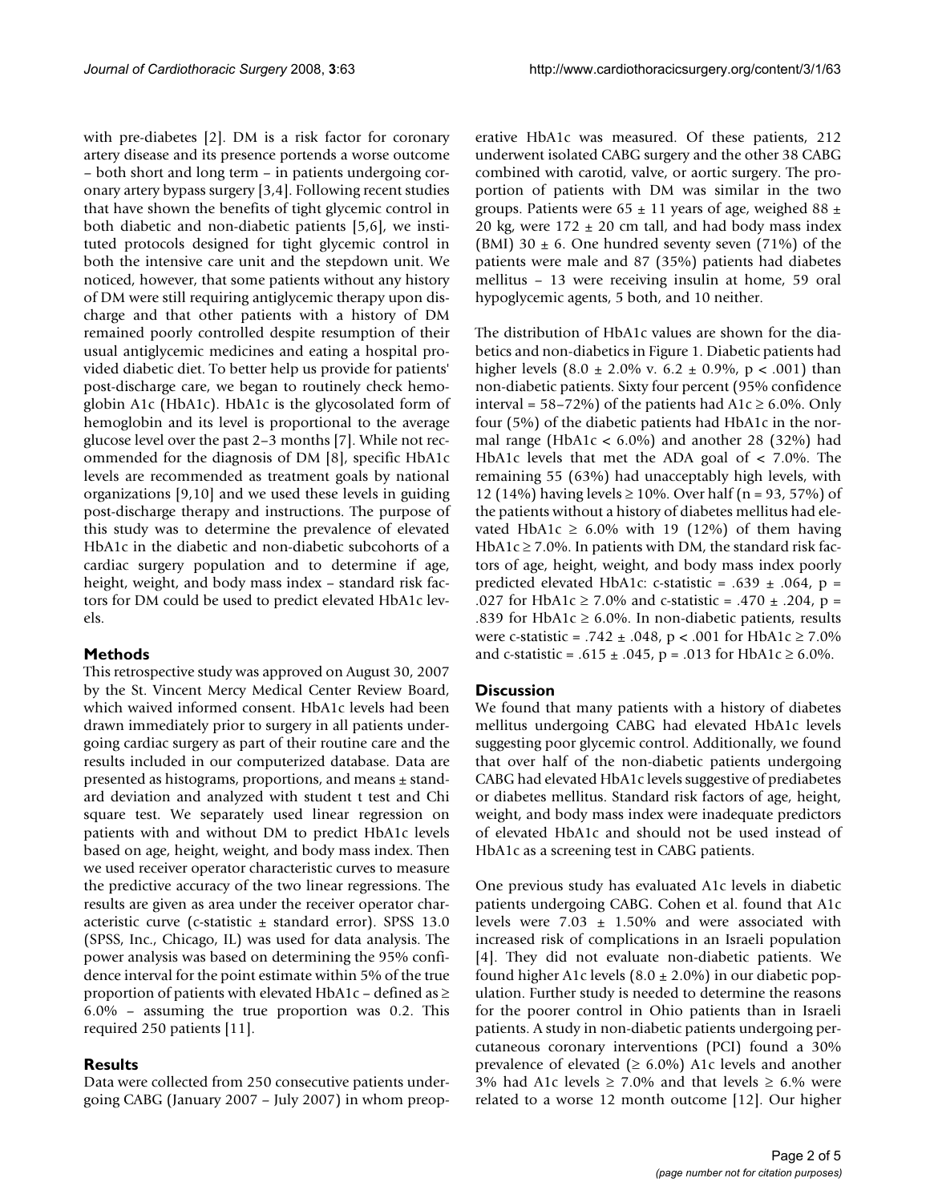with pre-diabetes [2]. DM is a risk factor for coronary artery disease and its presence portends a worse outcome – both short and long term – in patients undergoing coronary artery bypass surgery [3,4]. Following recent studies that have shown the benefits of tight glycemic control in both diabetic and non-diabetic patients [5,6], we instituted protocols designed for tight glycemic control in both the intensive care unit and the stepdown unit. We noticed, however, that some patients without any history of DM were still requiring antiglycemic therapy upon discharge and that other patients with a history of DM remained poorly controlled despite resumption of their usual antiglycemic medicines and eating a hospital provided diabetic diet. To better help us provide for patients' post-discharge care, we began to routinely check hemoglobin A1c (HbA1c). HbA1c is the glycosolated form of hemoglobin and its level is proportional to the average glucose level over the past 2–3 months [7]. While not recommended for the diagnosis of DM [8], specific HbA1c levels are recommended as treatment goals by national organizations [9,10] and we used these levels in guiding post-discharge therapy and instructions. The purpose of this study was to determine the prevalence of elevated HbA1c in the diabetic and non-diabetic subcohorts of a cardiac surgery population and to determine if age, height, weight, and body mass index – standard risk factors for DM could be used to predict elevated HbA1c levels.

## Methods

This retrospective study was approved on August 30, 2007 by the St. Vincent Mercy Medical Center Review Board, which waived informed consent. HbA1c levels had been drawn immediately prior to surgery in all patients undergoing cardiac surgery as part of their routine care and the results included in our computerized database. Data are presented as histograms, proportions, and means ± standard deviation and analyzed with student t test and Chi square test. We separately used linear regression on patients with and without DM to predict HbA1c levels based on age, height, weight, and body mass index. Then we used receiver operator characteristic curves to measure the predictive accuracy of the two linear regressions. The results are given as area under the receiver operator characteristic curve (c-statistic ± standard error). SPSS 13.0 (SPSS, Inc., Chicago, IL) was used for data analysis. The power analysis was based on determining the 95% confidence interval for the point estimate within 5% of the true proportion of patients with elevated HbA1c – defined as ≥ 6.0% – assuming the true proportion was 0.2. This required 250 patients [11].

## Results

Data were collected from 250 consecutive patients undergoing CABG (January 2007 – July 2007) in whom preoperative HbA1c was measured. Of these patients, 212 underwent isolated CABG surgery and the other 38 CABG combined with carotid, valve, or aortic surgery. The proportion of patients with DM was similar in the two groups. Patients were 65 ± 11 years of age, weighed 88 ± 20 kg, were 172 ± 20 cm tall, and had body mass index (BMI) 30 ± 6. One hundred seventy seven (71%) of the patients were male and 87 (35%) patients had diabetes mellitus – 13 were receiving insulin at home, 59 oral hypoglycemic agents, 5 both, and 10 neither.

The distribution of HbA1c values are shown for the diabetics and non-diabetics in Figure 1. Diabetic patients had higher levels (8.0 ± 2.0% v. 6.2 ± 0.9%, $p < .001$) than non-diabetic patients. Sixty four percent (95% confidence interval = 58–72%) of the patients had A1c ≥ 6.0%. Only four (5%) of the diabetic patients had HbA1c in the normal range (HbA1c < 6.0%) and another 28 (32%) had HbA1c levels that met the ADA goal of < 7.0%. The remaining 55 (63%) had unacceptably high levels, with 12 (14%) having levels ≥ 10%. Over half (n = 93, 57%) of the patients without a history of diabetes mellitus had elevated HbA1c ≥ 6.0% with 19 (12%) of them having HbA1c ≥ 7.0%. In patients with DM, the standard risk factors of age, height, weight, and body mass index poorly predicted elevated HbA1c: c-statistic = .639 ± .064, $p = .027$ for HbA1c ≥ 7.0% and c-statistic = .470 ± .204, $p = .839$ for HbA1c ≥ 6.0%. In non-diabetic patients, results were c-statistic = .742 ± .048, $p < .001$ for HbA1c ≥ 7.0% and c-statistic = .615 ± .045, $p = .013$ for HbA1c ≥ 6.0%.

## Discussion

We found that many patients with a history of diabetes mellitus undergoing CABG had elevated HbA1c levels suggesting poor glycemic control. Additionally, we found that over half of the non-diabetic patients undergoing CABG had elevated HbA1c levels suggestive of prediabetes or diabetes mellitus. Standard risk factors of age, height, weight, and body mass index were inadequate predictors of elevated HbA1c and should not be used instead of HbA1c as a screening test in CABG patients.

One previous study has evaluated A1c levels in diabetic patients undergoing CABG. Cohen et al. found that A1c levels were 7.03 ± 1.50% and were associated with increased risk of complications in an Israeli population [4]. They did not evaluate non-diabetic patients. We found higher A1c levels (8.0 ± 2.0%) in our diabetic population. Further study is needed to determine the reasons for the poorer control in Ohio patients than in Israeli patients. A study in non-diabetic patients undergoing percutaneous coronary interventions (PCI) found a 30% prevalence of elevated (≥ 6.0%) A1c levels and another 3% had A1c levels ≥ 7.0% and that levels ≥ 6.% were related to a worse 12 month outcome [12]. Our higher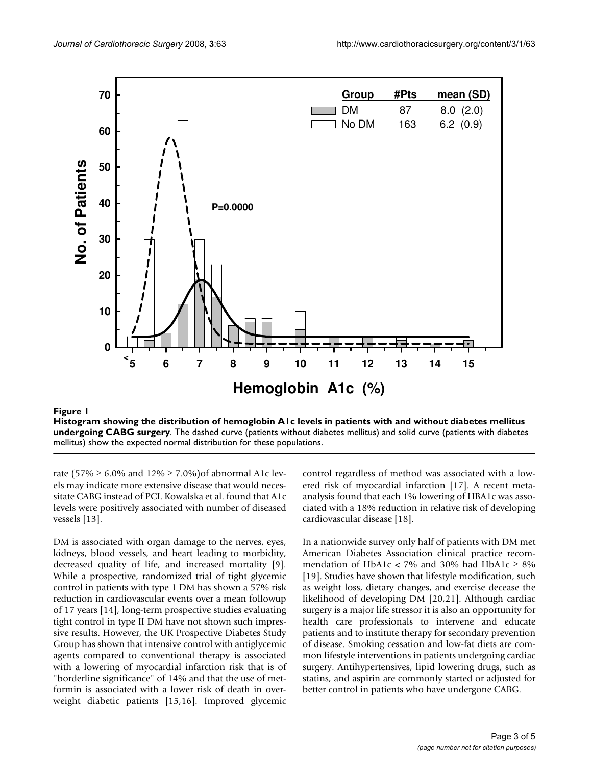**Figure 1**

**Histogram showing the distribution of hemoglobin A1c levels in patients with and without diabetes mellitus undergoing CABG surgery**. The dashed curve (patients without diabetes mellitus) and solid curve (patients with diabetes mellitus) show the expected normal distribution for these populations.

rate (57% ≥ 6.0% and 12% ≥ 7.0%)of abnormal A1c levels may indicate more extensive disease that would necessitate CABG instead of PCI. Kowalska et al. found that A1c levels were positively associated with number of diseased vessels [13].

DM is associated with organ damage to the nerves, eyes, kidneys, blood vessels, and heart leading to morbidity, decreased quality of life, and increased mortality [9]. While a prospective, randomized trial of tight glycemic control in patients with type 1 DM has shown a 57% risk reduction in cardiovascular events over a mean followup of 17 years [14], long-term prospective studies evaluating tight control in type II DM have not shown such impressive results. However, the UK Prospective Diabetes Study Group has shown that intensive control with antiglycemic agents compared to conventional therapy is associated with a lowering of myocardial infarction risk that is of "borderline significance" of 14% and that the use of metformin is associated with a lower risk of death in overweight diabetic patients [15,16]. Improved glycemic control regardless of method was associated with a lowered risk of myocardial infarction [17]. A recent meta-analysis found that each 1% lowering of HBA1c was associated with a 18% reduction in relative risk of developing cardiovascular disease [18].

In a nationwide survey only half of patients with DM met American Diabetes Association clinical practice recommendation of HbA1c < 7% and 30% had HbA1c ≥ 8% [19]. Studies have shown that lifestyle modification, such as weight loss, dietary changes, and exercise decease the likelihood of developing DM [20,21]. Although cardiac surgery is a major life stressor it is also an opportunity for health care professionals to intervene and educate patients and to institute therapy for secondary prevention of disease. Smoking cessation and low-fat diets are common lifestyle interventions in patients undergoing cardiac surgery. Antihypertensives, lipid lowering drugs, such as statins, and aspirin are commonly started or adjusted for better control in patients who have undergone CABG.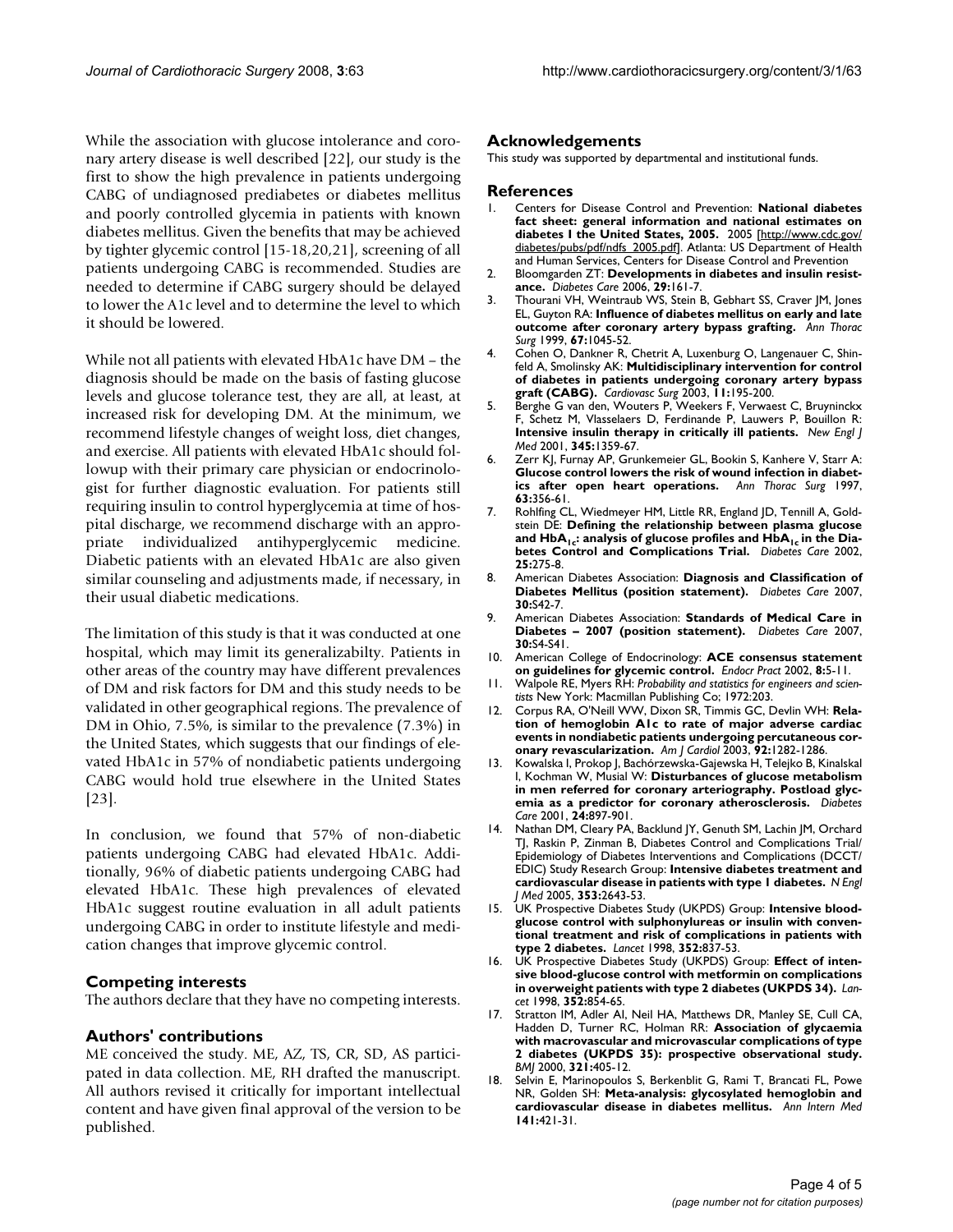While the association with glucose intolerance and coronary artery disease is well described [22], our study is the first to show the high prevalence in patients undergoing CABG of undiagnosed prediabetes or diabetes mellitus and poorly controlled glycemia in patients with known diabetes mellitus. Given the benefits that may be achieved by tighter glycemic control [15-18,20,21], screening of all patients undergoing CABG is recommended. Studies are needed to determine if CABG surgery should be delayed to lower the A1c level and to determine the level to which it should be lowered.

While not all patients with elevated HbA1c have DM – the diagnosis should be made on the basis of fasting glucose levels and glucose tolerance test, they are all, at least, at increased risk for developing DM. At the minimum, we recommend lifestyle changes of weight loss, diet changes, and exercise. All patients with elevated HbA1c should followup with their primary care physician or endocrinologist for further diagnostic evaluation. For patients still requiring insulin to control hyperglycemia at time of hospital discharge, we recommend discharge with an appropriate individualized antihyperglycemic medicine. Diabetic patients with an elevated HbA1c are also given similar counseling and adjustments made, if necessary, in their usual diabetic medications.

The limitation of this study is that it was conducted at one hospital, which may limit its generalizabilty. Patients in other areas of the country may have different prevalences of DM and risk factors for DM and this study needs to be validated in other geographical regions. The prevalence of DM in Ohio, 7.5%, is similar to the prevalence (7.3%) in the United States, which suggests that our findings of elevated HbA1c in 57% of nondiabetic patients undergoing CABG would hold true elsewhere in the United States [23].

In conclusion, we found that 57% of non-diabetic patients undergoing CABG had elevated HbA1c. Additionally, 96% of diabetic patients undergoing CABG had elevated HbA1c. These high prevalences of elevated HbA1c suggest routine evaluation in all adult patients undergoing CABG in order to institute lifestyle and medication changes that improve glycemic control.

## Competing interests

The authors declare that they have no competing interests.

## Authors' contributions

ME conceived the study. ME, AZ, TS, CR, SD, AS participated in data collection. ME, RH drafted the manuscript. All authors revised it critically for important intellectual content and have given final approval of the version to be published.

## Acknowledgements

This study was supported by departmental and institutional funds.

## References

1. Centers for Disease Control and Prevention: **National diabetes fact sheet: general information and national estimates on diabetes I the United States, 2005.** 2005 [http://www.cdc.gov/diabetes/pubs/pdf/ndfs_2005.pdf]. Atlanta: US Department of Health and Human Services, Centers for Disease Control and Prevention
2. Bloomgarden ZT: **Developments in diabetes and insulin resistance.** *Diabetes Care* 2006, **29:**161-7.
3. Thourani VH, Weintraub WS, Stein B, Gebhart SS, Craver JM, Jones EL, Guyton RA: **Influence of diabetes mellitus on early and late outcome after coronary artery bypass grafting.** *Ann Thorac Surg* 1999, **67:**1045-52.
4. Cohen O, Dankner R, Chetrit A, Luxenburg O, Langenauer C, Shinfeld A, Smolinsky AK: **Multidisciplinary intervention for control of diabetes in patients undergoing coronary artery bypass graft (CABG).** *Cardiovasc Surg* 2003, **11:**195-200.
5. Berghe G van den, Wouters P, Weekers F, Verwaest C, Bruyninckx F, Schetz M, Vlasselaers D, Ferdinande P, Lauwers P, Bouillon R: **Intensive insulin therapy in critically ill patients.** *New Engl J Med* 2001, **345:**1359-67.
6. Zerr KJ, Furnay AP, Grunkemeier GL, Bookin S, Kanhere V, Starr A: **Glucose control lowers the risk of wound infection in diabetics after open heart operations.** *Ann Thorac Surg* 1997, **63:**356-61.
7. Rohlfing CL, Wiedmeyer HM, Little RR, England JD, Tennill A, Goldstein DE: **Defining the relationship between plasma glucose and $HbA_{1c}$: analysis of glucose profiles and $HbA_{1c}$ in the Diabetes Control and Complications Trial.** *Diabetes Care* 2002, **25:**275-8.
8. American Diabetes Association: **Diagnosis and Classification of Diabetes Mellitus (position statement).** *Diabetes Care* 2007, **30:**S42-7.
9. American Diabetes Association: **Standards of Medical Care in Diabetes – 2007 (position statement).** *Diabetes Care* 2007, **30:**S4-S41.
10. American College of Endocrinology: **ACE consensus statement on guidelines for glycemic control.** *Endocr Pract* 2002, **8:**5-11.
11. Walpole RE, Myers RH: *Probability and statistics for engineers and scientists* New York: Macmillan Publishing Co; 1972:203.
12. Corpus RA, O'Neill WW, Dixon SR, Timmis GC, Devlin WH: **Relation of hemoglobin A1c to rate of major adverse cardiac events in nondiabetic patients undergoing percutaneous coronary revascularization.** *Am J Cardiol* 2003, **92:**1282-1286.
13. Kowalska I, Prokop J, Bachórzewska-Gajewska H, Telejko B, Kinalskal I, Kochman W, Musial W: **Disturbances of glucose metabolism in men referred for coronary arteriography. Postload glycemia as a predictor for coronary atherosclerosis.** *Diabetes Care* 2001, **24:**897-901.
14. Nathan DM, Cleary PA, Backlund JY, Genuth SM, Lachin JM, Orchard TJ, Raskin P, Zinman B, Diabetes Control and Complications Trial/Epidemiology of Diabetes Interventions and Complications (DCCT/EDIC) Study Research Group: **Intensive diabetes treatment and cardiovascular disease in patients with type I diabetes.** *N Engl J Med* 2005, **353:**2643-53.
15. UK Prospective Diabetes Study (UKPDS) Group: **Intensive blood-glucose control with sulphonylureas or insulin with conventional treatment and risk of complications in patients with type 2 diabetes.** *Lancet* 1998, **352:**837-53.
16. UK Prospective Diabetes Study (UKPDS) Group: **Effect of intensive blood-glucose control with metformin on complications in overweight patients with type 2 diabetes (UKPDS 34).** *Lancet* 1998, **352:**854-65.
17. Stratton IM, Adler AI, Neil HA, Matthews DR, Manley SE, Cull CA, Hadden D, Turner RC, Holman RR: **Association of glycaemia with macrovascular and microvascular complications of type 2 diabetes (UKPDS 35): prospective observational study.** *BMJ* 2000, **321:**405-12.
18. Selvin E, Marinopoulos S, Berkenblit G, Rami T, Brancati FL, Powe NR, Golden SH: **Meta-analysis: glycosylated hemoglobin and cardiovascular disease in diabetes mellitus.** *Ann Intern Med* **141:**421-31.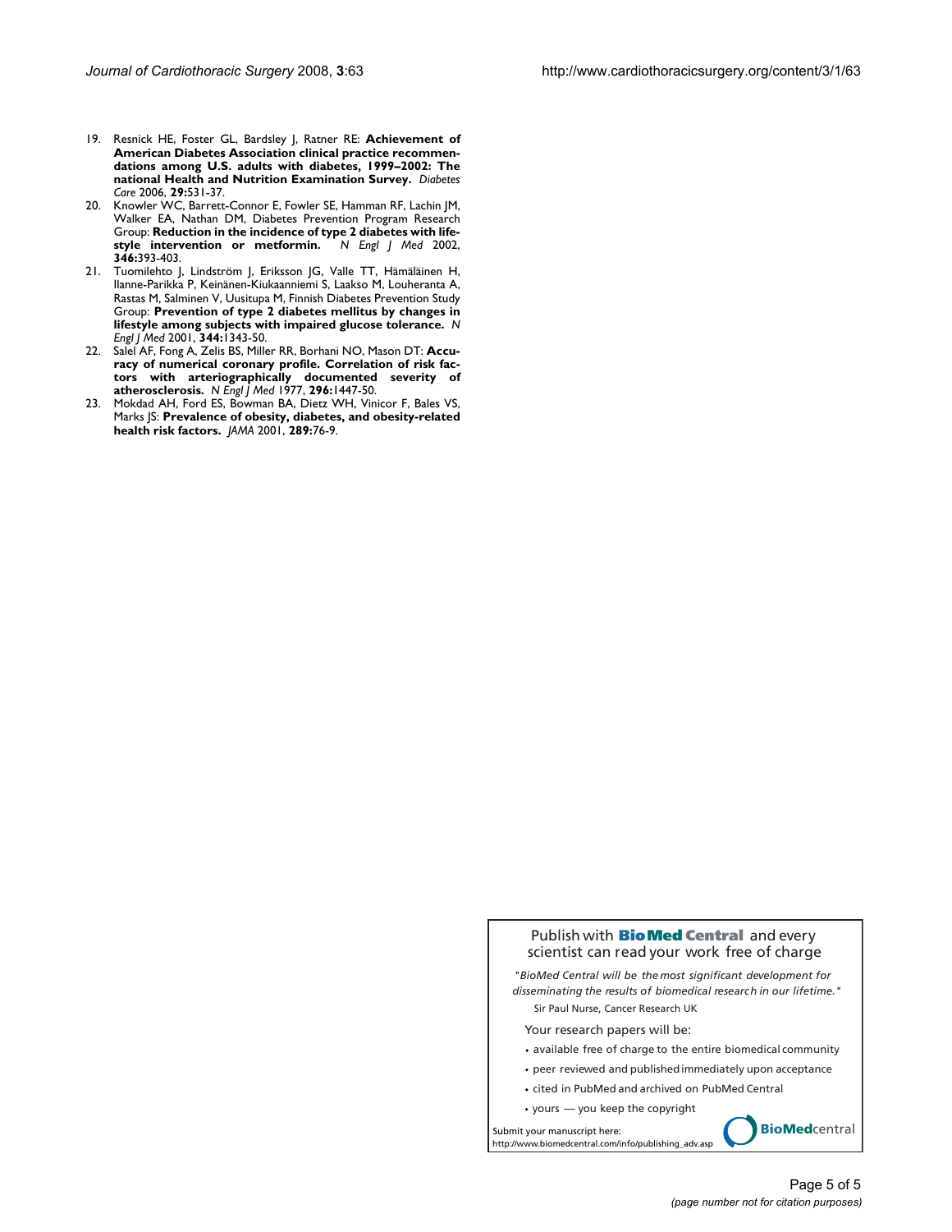19. Resnick HE, Foster GL, Bardsley J, Ratner RE: **Achievement of American Diabetes Association clinical practice recommendations among U.S. adults with diabetes, 1999–2002: The national Health and Nutrition Examination Survey.** *Diabetes Care* 2006, **29:**531-37.
20. Knowler WC, Barrett-Connor E, Fowler SE, Hamman RF, Lachin JM, Walker EA, Nathan DM, Diabetes Prevention Program Research Group: **Reduction in the incidence of type 2 diabetes with lifestyle intervention or metformin.** *N Engl J Med* 2002, **346:**393-403.
21. Tuomilehto J, Lindström J, Eriksson JG, Valle TT, Hämäläinen H, Ilanne-Parikka P, Keinänen-Kiukaanniemi S, Laakso M, Louheranta A, Rastas M, Salminen V, Uusitupa M, Finnish Diabetes Prevention Study Group: **Prevention of type 2 diabetes mellitus by changes in lifestyle among subjects with impaired glucose tolerance.** *N Engl J Med* 2001, **344:**1343-50.
22. Salel AF, Fong A, Zelis BS, Miller RR, Borhani NO, Mason DT: **Accuracy of numerical coronary profile. Correlation of risk factors with arteriographically documented severity of atherosclerosis.** *N Engl J Med* 1977, **296:**1447-50.
23. Mokdad AH, Ford ES, Bowman BA, Dietz WH, Vinicor F, Bales VS, Marks JS: **Prevalence of obesity, diabetes, and obesity-related health risk factors.** *JAMA* 2001, **289:**76-9.

Publish with **BioMed Central** and every scientist can read your work free of charge

*"BioMed Central will be the most significant development for disseminating the results of biomedical research in our lifetime."*

Sir Paul Nurse, Cancer Research UK

Your research papers will be:

- available free of charge to the entire biomedical community
- peer reviewed and published immediately upon acceptance
- cited in PubMed and archived on PubMed Central
- yours — you keep the copyright

Submit your manuscript here:
http://www.biomedcentral.com/info/publishing_adv.asp

**BioMed**central